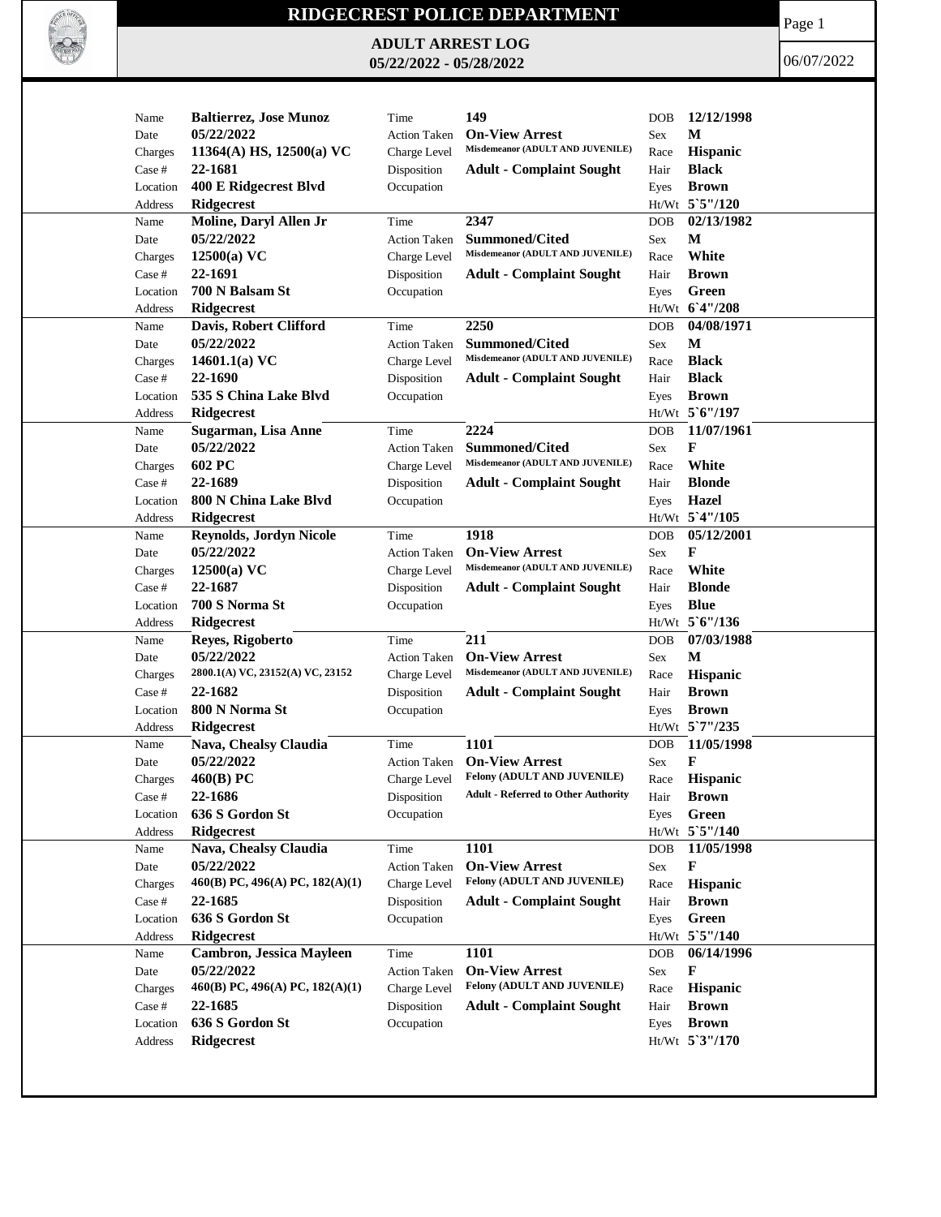# RIDGECREST POLICE DEPARTMENT

## ADULT ARREST LOG

**05/22/2022 - 05/28/2022**

06/07/2022

| Name | Date | Charges | Case # | Location | Address | Time | Action Taken | Charge Level | Disposition | Occupation | DOB | Sex | Race | Hair | Eyes | Ht/Wt |
|---|---|---|---|---|---|---|---|---|---|---|---|---|---|---|---|---|
| Baltierrez, Jose Munoz | 05/22/2022 | 11364(A) HS, 12500(a) VC | 22-1681 | 400 E Ridgecrest Blvd | Ridgecrest | 149 | On-View Arrest | Misdemeanor (ADULT AND JUVENILE) | Adult - Complaint Sought | | 12/12/1998 | M | Hispanic | Black | Brown | 5`5"/120 |
| Moline, Daryl Allen Jr | 05/22/2022 | 12500(a) VC | 22-1691 | 700 N Balsam St | Ridgecrest | 2347 | Summoned/Cited | Misdemeanor (ADULT AND JUVENILE) | Adult - Complaint Sought | | 02/13/1982 | M | White | Brown | Green | 6`4"/208 |
| Davis, Robert Clifford | 05/22/2022 | 14601.1(a) VC | 22-1690 | 535 S China Lake Blvd | Ridgecrest | 2250 | Summoned/Cited | Misdemeanor (ADULT AND JUVENILE) | Adult - Complaint Sought | | 04/08/1971 | M | Black | Black | Brown | 5`6"/197 |
| Sugarman, Lisa Anne | 05/22/2022 | 602 PC | 22-1689 | 800 N China Lake Blvd | Ridgecrest | 2224 | Summoned/Cited | Misdemeanor (ADULT AND JUVENILE) | Adult - Complaint Sought | | 11/07/1961 | F | White | Blonde | Hazel | 5`4"/105 |
| Reynolds, Jordyn Nicole | 05/22/2022 | 12500(a) VC | 22-1687 | 700 S Norma St | Ridgecrest | 1918 | On-View Arrest | Misdemeanor (ADULT AND JUVENILE) | Adult - Complaint Sought | | 05/12/2001 | F | White | Blonde | Blue | 5`6"/136 |
| Reyes, Rigoberto | 05/22/2022 | 2800.1(A) VC, 23152(A) VC, 23152 | 22-1682 | 800 N Norma St | Ridgecrest | 211 | On-View Arrest | Misdemeanor (ADULT AND JUVENILE) | Adult - Complaint Sought | | 07/03/1988 | M | Hispanic | Brown | Brown | 5`7"/235 |
| Nava, Chealsy Claudia | 05/22/2022 | 460(B) PC | 22-1686 | 636 S Gordon St | Ridgecrest | 1101 | On-View Arrest | Felony (ADULT AND JUVENILE) | Adult - Referred to Other Authority | | 11/05/1998 | F | Hispanic | Brown | Green | 5`5"/140 |
| Nava, Chealsy Claudia | 05/22/2022 | 460(B) PC, 496(A) PC, 182(A)(1) | 22-1685 | 636 S Gordon St | Ridgecrest | 1101 | On-View Arrest | Felony (ADULT AND JUVENILE) | Adult - Complaint Sought | | 11/05/1998 | F | Hispanic | Brown | Green | 5`5"/140 |
| Cambron, Jessica Mayleen | 05/22/2022 | 460(B) PC, 496(A) PC, 182(A)(1) | 22-1685 | 636 S Gordon St | Ridgecrest | 1101 | On-View Arrest | Felony (ADULT AND JUVENILE) | Adult - Complaint Sought | | 06/14/1996 | F | Hispanic | Brown | Brown | 5`3"/170 |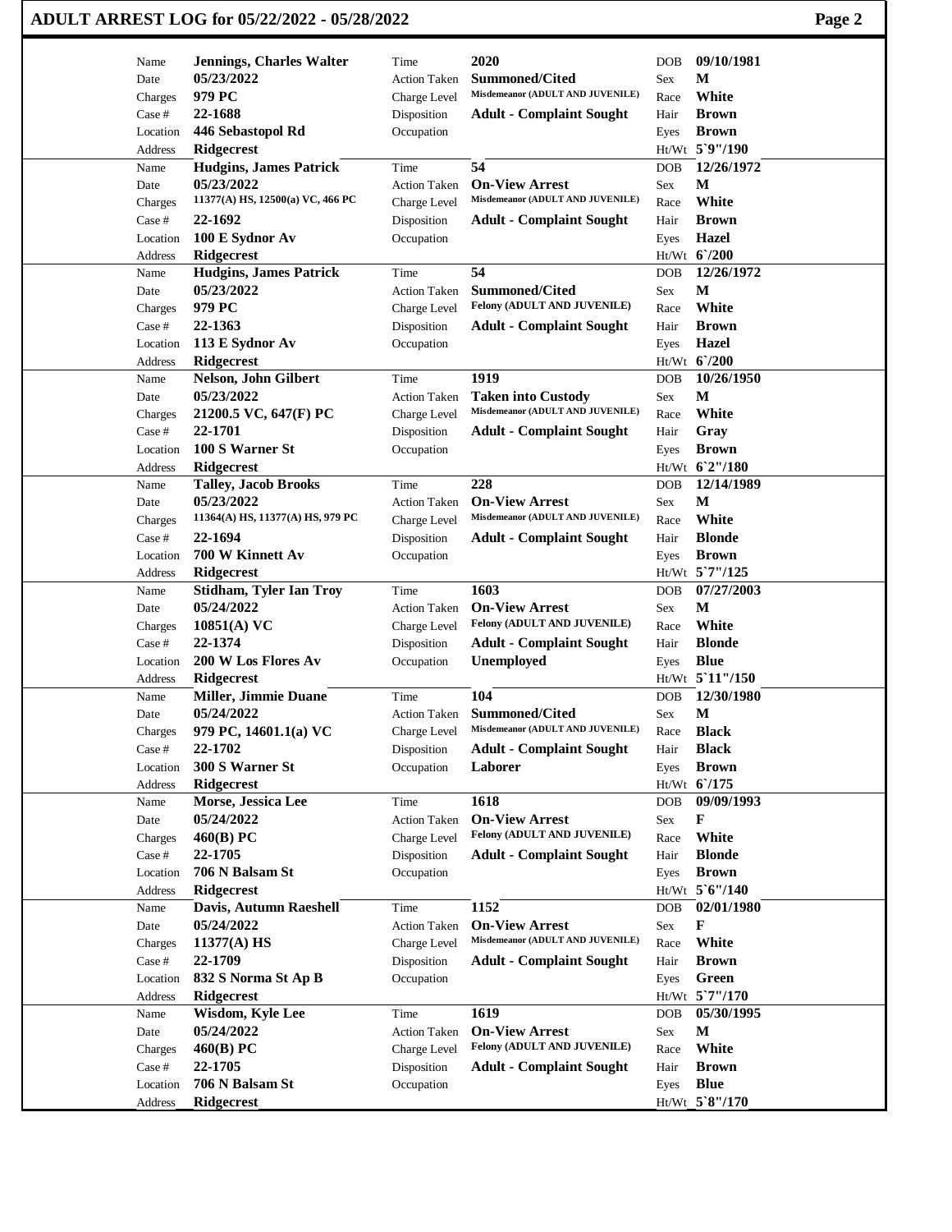# ADULT ARREST LOG for 05/22/2022 - 05/28/2022

| Name | Jennings, Charles Walter | Time | 2020 | DOB | 09/10/1981 |
|---|---|---|---|---|---|
| Date | 05/23/2022 | Action Taken | Summoned/Cited | Sex | M |
| Charges | 979 PC | Charge Level | Misdemeanor (ADULT AND JUVENILE) | Race | White |
| Case # | 22-1688 | Disposition | Adult - Complaint Sought | Hair | Brown |
| Location | 446 Sebastopol Rd | Occupation | | Eyes | Brown |
| Address | Ridgecrest | | | Ht/Wt | 5`9"/190 |

| Name | Hudgins, James Patrick | Time | 54 | DOB | 12/26/1972 |
|---|---|---|---|---|---|
| Date | 05/23/2022 | Action Taken | On-View Arrest | Sex | M |
| Charges | 11377(A) HS, 12500(a) VC, 466 PC | Charge Level | Misdemeanor (ADULT AND JUVENILE) | Race | White |
| Case # | 22-1692 | Disposition | Adult - Complaint Sought | Hair | Brown |
| Location | 100 E Sydnor Av | Occupation | | Eyes | Hazel |
| Address | Ridgecrest | | | Ht/Wt | 6`/200 |

| Name | Hudgins, James Patrick | Time | 54 | DOB | 12/26/1972 |
|---|---|---|---|---|---|
| Date | 05/23/2022 | Action Taken | Summoned/Cited | Sex | M |
| Charges | 979 PC | Charge Level | Felony (ADULT AND JUVENILE) | Race | White |
| Case # | 22-1363 | Disposition | Adult - Complaint Sought | Hair | Brown |
| Location | 113 E Sydnor Av | Occupation | | Eyes | Hazel |
| Address | Ridgecrest | | | Ht/Wt | 6`/200 |

| Name | Nelson, John Gilbert | Time | 1919 | DOB | 10/26/1950 |
|---|---|---|---|---|---|
| Date | 05/23/2022 | Action Taken | Taken into Custody | Sex | M |
| Charges | 21200.5 VC, 647(F) PC | Charge Level | Misdemeanor (ADULT AND JUVENILE) | Race | White |
| Case # | 22-1701 | Disposition | Adult - Complaint Sought | Hair | Gray |
| Location | 100 S Warner St | Occupation | | Eyes | Brown |
| Address | Ridgecrest | | | Ht/Wt | 6`2"/180 |

| Name | Talley, Jacob Brooks | Time | 228 | DOB | 12/14/1989 |
|---|---|---|---|---|---|
| Date | 05/23/2022 | Action Taken | On-View Arrest | Sex | M |
| Charges | 11364(A) HS, 11377(A) HS, 979 PC | Charge Level | Misdemeanor (ADULT AND JUVENILE) | Race | White |
| Case # | 22-1694 | Disposition | Adult - Complaint Sought | Hair | Blonde |
| Location | 700 W Kinnett Av | Occupation | | Eyes | Brown |
| Address | Ridgecrest | | | Ht/Wt | 5`7"/125 |

| Name | Stidham, Tyler Ian Troy | Time | 1603 | DOB | 07/27/2003 |
|---|---|---|---|---|---|
| Date | 05/24/2022 | Action Taken | On-View Arrest | Sex | M |
| Charges | 10851(A) VC | Charge Level | Felony (ADULT AND JUVENILE) | Race | White |
| Case # | 22-1374 | Disposition | Adult - Complaint Sought | Hair | Blonde |
| Location | 200 W Los Flores Av | Occupation | Unemployed | Eyes | Blue |
| Address | Ridgecrest | | | Ht/Wt | 5`11"/150 |

| Name | Miller, Jimmie Duane | Time | 104 | DOB | 12/30/1980 |
|---|---|---|---|---|---|
| Date | 05/24/2022 | Action Taken | Summoned/Cited | Sex | M |
| Charges | 979 PC, 14601.1(a) VC | Charge Level | Misdemeanor (ADULT AND JUVENILE) | Race | Black |
| Case # | 22-1702 | Disposition | Adult - Complaint Sought | Hair | Black |
| Location | 300 S Warner St | Occupation | Laborer | Eyes | Brown |
| Address | Ridgecrest | | | Ht/Wt | 6`/175 |

| Name | Morse, Jessica Lee | Time | 1618 | DOB | 09/09/1993 |
|---|---|---|---|---|---|
| Date | 05/24/2022 | Action Taken | On-View Arrest | Sex | F |
| Charges | 460(B) PC | Charge Level | Felony (ADULT AND JUVENILE) | Race | White |
| Case # | 22-1705 | Disposition | Adult - Complaint Sought | Hair | Blonde |
| Location | 706 N Balsam St | Occupation | | Eyes | Brown |
| Address | Ridgecrest | | | Ht/Wt | 5`6"/140 |

| Name | Davis, Autumn Raeshell | Time | 1152 | DOB | 02/01/1980 |
|---|---|---|---|---|---|
| Date | 05/24/2022 | Action Taken | On-View Arrest | Sex | F |
| Charges | 11377(A) HS | Charge Level | Misdemeanor (ADULT AND JUVENILE) | Race | White |
| Case # | 22-1709 | Disposition | Adult - Complaint Sought | Hair | Brown |
| Location | 832 S Norma St Ap B | Occupation | | Eyes | Green |
| Address | Ridgecrest | | | Ht/Wt | 5`7"/170 |

| Name | Wisdom, Kyle Lee | Time | 1619 | DOB | 05/30/1995 |
|---|---|---|---|---|---|
| Date | 05/24/2022 | Action Taken | On-View Arrest | Sex | M |
| Charges | 460(B) PC | Charge Level | Felony (ADULT AND JUVENILE) | Race | White |
| Case # | 22-1705 | Disposition | Adult - Complaint Sought | Hair | Brown |
| Location | 706 N Balsam St | Occupation | | Eyes | Blue |
| Address | Ridgecrest | | | Ht/Wt | 5`8"/170 |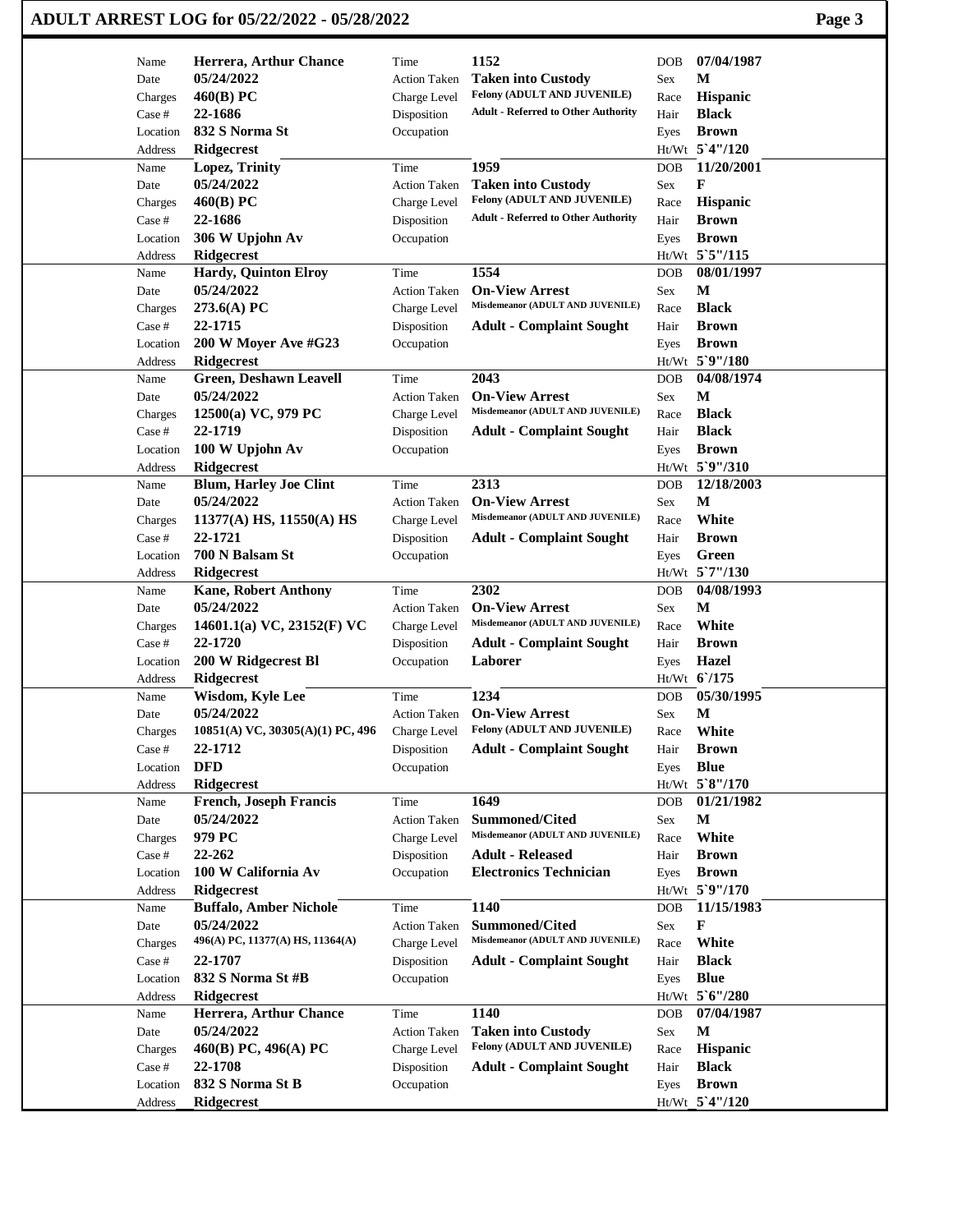# ADULT ARREST LOG for 05/22/2022 - 05/28/2022

| Field | Value | Field | Value | Field | Value |
|---|---|---|---|---|---|
| Name | **Herrera, Arthur Chance** | Time | **1152** | DOB | **07/04/1987** |
| Date | **05/24/2022** | Action Taken | **Taken into Custody** | Sex | **M** |
| Charges | **460(B) PC** | Charge Level | **Felony (ADULT AND JUVENILE)** | Race | **Hispanic** |
| Case # | **22-1686** | Disposition | **Adult - Referred to Other Authority** | Hair | **Black** |
| Location | **832 S Norma St** | Occupation | | Eyes | **Brown** |
| Address | **Ridgecrest** | | | Ht/Wt | **5`4"/120** |

| Field | Value | Field | Value | Field | Value |
|---|---|---|---|---|---|
| Name | **Lopez, Trinity** | Time | **1959** | DOB | **11/20/2001** |
| Date | **05/24/2022** | Action Taken | **Taken into Custody** | Sex | **F** |
| Charges | **460(B) PC** | Charge Level | **Felony (ADULT AND JUVENILE)** | Race | **Hispanic** |
| Case # | **22-1686** | Disposition | **Adult - Referred to Other Authority** | Hair | **Brown** |
| Location | **306 W Upjohn Av** | Occupation | | Eyes | **Brown** |
| Address | **Ridgecrest** | | | Ht/Wt | **5`5"/115** |

| Field | Value | Field | Value | Field | Value |
|---|---|---|---|---|---|
| Name | **Hardy, Quinton Elroy** | Time | **1554** | DOB | **08/01/1997** |
| Date | **05/24/2022** | Action Taken | **On-View Arrest** | Sex | **M** |
| Charges | **273.6(A) PC** | Charge Level | **Misdemeanor (ADULT AND JUVENILE)** | Race | **Black** |
| Case # | **22-1715** | Disposition | **Adult - Complaint Sought** | Hair | **Brown** |
| Location | **200 W Moyer Ave #G23** | Occupation | | Eyes | **Brown** |
| Address | **Ridgecrest** | | | Ht/Wt | **5`9"/180** |

| Field | Value | Field | Value | Field | Value |
|---|---|---|---|---|---|
| Name | **Green, Deshawn Leavell** | Time | **2043** | DOB | **04/08/1974** |
| Date | **05/24/2022** | Action Taken | **On-View Arrest** | Sex | **M** |
| Charges | **12500(a) VC, 979 PC** | Charge Level | **Misdemeanor (ADULT AND JUVENILE)** | Race | **Black** |
| Case # | **22-1719** | Disposition | **Adult - Complaint Sought** | Hair | **Black** |
| Location | **100 W Upjohn Av** | Occupation | | Eyes | **Brown** |
| Address | **Ridgecrest** | | | Ht/Wt | **5`9"/310** |

| Field | Value | Field | Value | Field | Value |
|---|---|---|---|---|---|
| Name | **Blum, Harley Joe Clint** | Time | **2313** | DOB | **12/18/2003** |
| Date | **05/24/2022** | Action Taken | **On-View Arrest** | Sex | **M** |
| Charges | **11377(A) HS, 11550(A) HS** | Charge Level | **Misdemeanor (ADULT AND JUVENILE)** | Race | **White** |
| Case # | **22-1721** | Disposition | **Adult - Complaint Sought** | Hair | **Brown** |
| Location | **700 N Balsam St** | Occupation | | Eyes | **Green** |
| Address | **Ridgecrest** | | | Ht/Wt | **5`7"/130** |

| Field | Value | Field | Value | Field | Value |
|---|---|---|---|---|---|
| Name | **Kane, Robert Anthony** | Time | **2302** | DOB | **04/08/1993** |
| Date | **05/24/2022** | Action Taken | **On-View Arrest** | Sex | **M** |
| Charges | **14601.1(a) VC, 23152(F) VC** | Charge Level | **Misdemeanor (ADULT AND JUVENILE)** | Race | **White** |
| Case # | **22-1720** | Disposition | **Adult - Complaint Sought** | Hair | **Brown** |
| Location | **200 W Ridgecrest Bl** | Occupation | **Laborer** | Eyes | **Hazel** |
| Address | **Ridgecrest** | | | Ht/Wt | **6`/175** |

| Field | Value | Field | Value | Field | Value |
|---|---|---|---|---|---|
| Name | **Wisdom, Kyle Lee** | Time | **1234** | DOB | **05/30/1995** |
| Date | **05/24/2022** | Action Taken | **On-View Arrest** | Sex | **M** |
| Charges | **10851(A) VC, 30305(A)(1) PC, 496** | Charge Level | **Felony (ADULT AND JUVENILE)** | Race | **White** |
| Case # | **22-1712** | Disposition | **Adult - Complaint Sought** | Hair | **Brown** |
| Location | **DFD** | Occupation | | Eyes | **Blue** |
| Address | **Ridgecrest** | | | Ht/Wt | **5`8"/170** |

| Field | Value | Field | Value | Field | Value |
|---|---|---|---|---|---|
| Name | **French, Joseph Francis** | Time | **1649** | DOB | **01/21/1982** |
| Date | **05/24/2022** | Action Taken | **Summoned/Cited** | Sex | **M** |
| Charges | **979 PC** | Charge Level | **Misdemeanor (ADULT AND JUVENILE)** | Race | **White** |
| Case # | **22-262** | Disposition | **Adult - Released** | Hair | **Brown** |
| Location | **100 W California Av** | Occupation | **Electronics Technician** | Eyes | **Brown** |
| Address | **Ridgecrest** | | | Ht/Wt | **5`9"/170** |

| Field | Value | Field | Value | Field | Value |
|---|---|---|---|---|---|
| Name | **Buffalo, Amber Nichole** | Time | **1140** | DOB | **11/15/1983** |
| Date | **05/24/2022** | Action Taken | **Summoned/Cited** | Sex | **F** |
| Charges | **496(A) PC, 11377(A) HS, 11364(A)** | Charge Level | **Misdemeanor (ADULT AND JUVENILE)** | Race | **White** |
| Case # | **22-1707** | Disposition | **Adult - Complaint Sought** | Hair | **Black** |
| Location | **832 S Norma St #B** | Occupation | | Eyes | **Blue** |
| Address | **Ridgecrest** | | | Ht/Wt | **5`6"/280** |

| Field | Value | Field | Value | Field | Value |
|---|---|---|---|---|---|
| Name | **Herrera, Arthur Chance** | Time | **1140** | DOB | **07/04/1987** |
| Date | **05/24/2022** | Action Taken | **Taken into Custody** | Sex | **M** |
| Charges | **460(B) PC, 496(A) PC** | Charge Level | **Felony (ADULT AND JUVENILE)** | Race | **Hispanic** |
| Case # | **22-1708** | Disposition | **Adult - Complaint Sought** | Hair | **Black** |
| Location | **832 S Norma St B** | Occupation | | Eyes | **Brown** |
| Address | **Ridgecrest** | | | Ht/Wt | **5`4"/120** |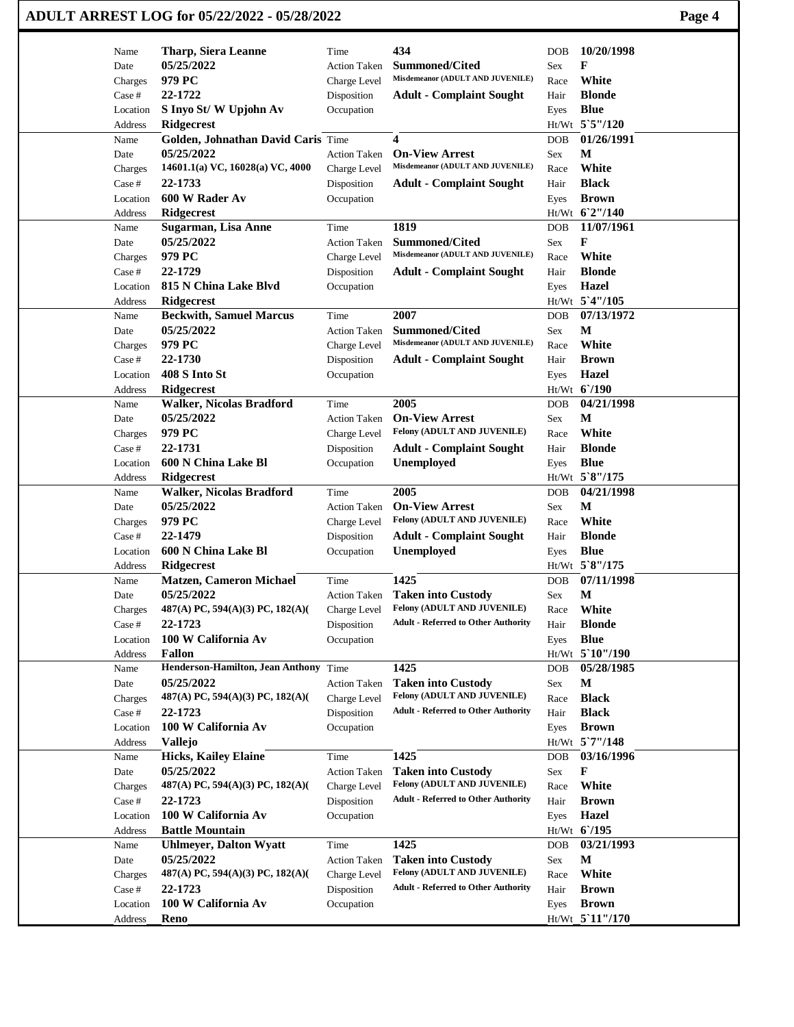# ADULT ARREST LOG for 05/22/2022 - 05/28/2022

| Name | Date | Charges | Case # | Location | Address | Time | Action Taken | Charge Level | Disposition | Occupation | DOB | Sex | Race | Hair | Eyes | Ht/Wt |
|---|---|---|---|---|---|---|---|---|---|---|---|---|---|---|---|---|
| Tharp, Siera Leanne | 05/25/2022 | 979 PC | 22-1722 | S Inyo St/ W Upjohn Av | Ridgecrest | 434 | Summoned/Cited | Misdemeanor (ADULT AND JUVENILE) | Adult - Complaint Sought | | 10/20/1998 | F | White | Blonde | Blue | 5`5"/120 |
| Golden, Johnathan David Caris | 05/25/2022 | 14601.1(a) VC, 16028(a) VC, 4000 | 22-1733 | 600 W Rader Av | Ridgecrest | 4 | On-View Arrest | Misdemeanor (ADULT AND JUVENILE) | Adult - Complaint Sought | | 01/26/1991 | M | White | Black | Brown | 6`2"/140 |
| Sugarman, Lisa Anne | 05/25/2022 | 979 PC | 22-1729 | 815 N China Lake Blvd | Ridgecrest | 1819 | Summoned/Cited | Misdemeanor (ADULT AND JUVENILE) | Adult - Complaint Sought | | 11/07/1961 | F | White | Blonde | Hazel | 5`4"/105 |
| Beckwith, Samuel Marcus | 05/25/2022 | 979 PC | 22-1730 | 408 S Into St | Ridgecrest | 2007 | Summoned/Cited | Misdemeanor (ADULT AND JUVENILE) | Adult - Complaint Sought | | 07/13/1972 | M | White | Brown | Hazel | 6`/190 |
| Walker, Nicolas Bradford | 05/25/2022 | 979 PC | 22-1731 | 600 N China Lake Bl | Ridgecrest | 2005 | On-View Arrest | Felony (ADULT AND JUVENILE) | Adult - Complaint Sought | Unemployed | 04/21/1998 | M | White | Blonde | Blue | 5`8"/175 |
| Walker, Nicolas Bradford | 05/25/2022 | 979 PC | 22-1479 | 600 N China Lake Bl | Ridgecrest | 2005 | On-View Arrest | Felony (ADULT AND JUVENILE) | Adult - Complaint Sought | Unemployed | 04/21/1998 | M | White | Blonde | Blue | 5`8"/175 |
| Matzen, Cameron Michael | 05/25/2022 | 487(A) PC, 594(A)(3) PC, 182(A)( | 22-1723 | 100 W California Av | Fallon | 1425 | Taken into Custody | Felony (ADULT AND JUVENILE) | Adult - Referred to Other Authority | | 07/11/1998 | M | White | Blonde | Blue | 5`10"/190 |
| Henderson-Hamilton, Jean Anthony | 05/25/2022 | 487(A) PC, 594(A)(3) PC, 182(A)( | 22-1723 | 100 W California Av | Vallejo | 1425 | Taken into Custody | Felony (ADULT AND JUVENILE) | Adult - Referred to Other Authority | | 05/28/1985 | M | Black | Black | Brown | 5`7"/148 |
| Hicks, Kailey Elaine | 05/25/2022 | 487(A) PC, 594(A)(3) PC, 182(A)( | 22-1723 | 100 W California Av | Battle Mountain | 1425 | Taken into Custody | Felony (ADULT AND JUVENILE) | Adult - Referred to Other Authority | | 03/16/1996 | F | White | Brown | Hazel | 6`/195 |
| Uhlmeyer, Dalton Wyatt | 05/25/2022 | 487(A) PC, 594(A)(3) PC, 182(A)( | 22-1723 | 100 W California Av | Reno | 1425 | Taken into Custody | Felony (ADULT AND JUVENILE) | Adult - Referred to Other Authority | | 03/21/1993 | M | White | Brown | Brown | 5`11"/170 |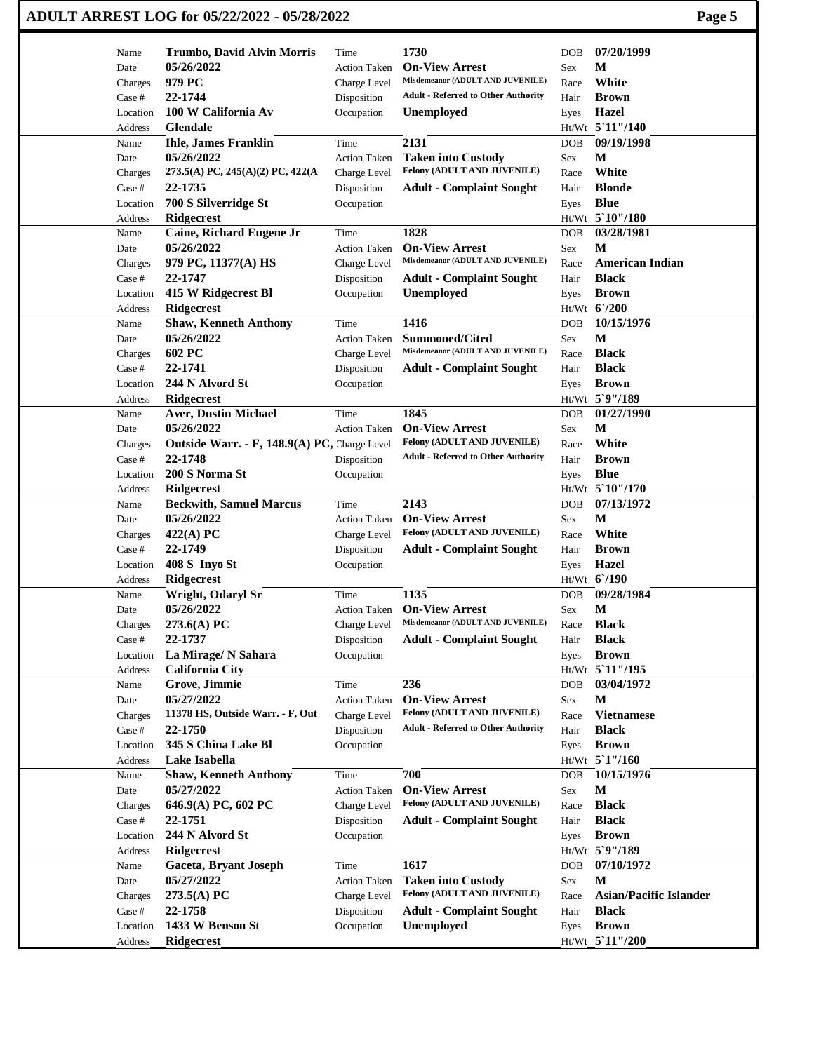# ADULT ARREST LOG for 05/22/2022 - 05/28/2022

| Field | Value | Field | Value | Field | Value |
|---|---|---|---|---|---|
| Name | **Trumbo, David Alvin Morris** | Time | **1730** | DOB | **07/20/1999** |
| Date | **05/26/2022** | Action Taken | **On-View Arrest** | Sex | **M** |
| Charges | **979 PC** | Charge Level | **Misdemeanor (ADULT AND JUVENILE)** | Race | **White** |
| Case # | **22-1744** | Disposition | **Adult - Referred to Other Authority** | Hair | **Brown** |
| Location | **100 W California Av** | Occupation | **Unemployed** | Eyes | **Hazel** |
| Address | **Glendale** | | | Ht/Wt | **5`11"/140** |

| Field | Value | Field | Value | Field | Value |
|---|---|---|---|---|---|
| Name | **Ihle, James Franklin** | Time | **2131** | DOB | **09/19/1998** |
| Date | **05/26/2022** | Action Taken | **Taken into Custody** | Sex | **M** |
| Charges | **273.5(A) PC, 245(A)(2) PC, 422(A** | Charge Level | **Felony (ADULT AND JUVENILE)** | Race | **White** |
| Case # | **22-1735** | Disposition | **Adult - Complaint Sought** | Hair | **Blonde** |
| Location | **700 S Silverridge St** | Occupation | | Eyes | **Blue** |
| Address | **Ridgecrest** | | | Ht/Wt | **5`10"/180** |

| Field | Value | Field | Value | Field | Value |
|---|---|---|---|---|---|
| Name | **Caine, Richard Eugene Jr** | Time | **1828** | DOB | **03/28/1981** |
| Date | **05/26/2022** | Action Taken | **On-View Arrest** | Sex | **M** |
| Charges | **979 PC, 11377(A) HS** | Charge Level | **Misdemeanor (ADULT AND JUVENILE)** | Race | **American Indian** |
| Case # | **22-1747** | Disposition | **Adult - Complaint Sought** | Hair | **Black** |
| Location | **415 W Ridgecrest Bl** | Occupation | **Unemployed** | Eyes | **Brown** |
| Address | **Ridgecrest** | | | Ht/Wt | **6`/200** |

| Field | Value | Field | Value | Field | Value |
|---|---|---|---|---|---|
| Name | **Shaw, Kenneth Anthony** | Time | **1416** | DOB | **10/15/1976** |
| Date | **05/26/2022** | Action Taken | **Summoned/Cited** | Sex | **M** |
| Charges | **602 PC** | Charge Level | **Misdemeanor (ADULT AND JUVENILE)** | Race | **Black** |
| Case # | **22-1741** | Disposition | **Adult - Complaint Sought** | Hair | **Black** |
| Location | **244 N Alvord St** | Occupation | | Eyes | **Brown** |
| Address | **Ridgecrest** | | | Ht/Wt | **5`9"/189** |

| Field | Value | Field | Value | Field | Value |
|---|---|---|---|---|---|
| Name | **Aver, Dustin Michael** | Time | **1845** | DOB | **01/27/1990** |
| Date | **05/26/2022** | Action Taken | **On-View Arrest** | Sex | **M** |
| Charges | **Outside Warr. - F, 148.9(A) PC,** | Charge Level | **Felony (ADULT AND JUVENILE)** | Race | **White** |
| Case # | **22-1748** | Disposition | **Adult - Referred to Other Authority** | Hair | **Brown** |
| Location | **200 S Norma St** | Occupation | | Eyes | **Blue** |
| Address | **Ridgecrest** | | | Ht/Wt | **5`10"/170** |

| Field | Value | Field | Value | Field | Value |
|---|---|---|---|---|---|
| Name | **Beckwith, Samuel Marcus** | Time | **2143** | DOB | **07/13/1972** |
| Date | **05/26/2022** | Action Taken | **On-View Arrest** | Sex | **M** |
| Charges | **422(A) PC** | Charge Level | **Felony (ADULT AND JUVENILE)** | Race | **White** |
| Case # | **22-1749** | Disposition | **Adult - Complaint Sought** | Hair | **Brown** |
| Location | **408 S Inyo St** | Occupation | | Eyes | **Hazel** |
| Address | **Ridgecrest** | | | Ht/Wt | **6`/190** |

| Field | Value | Field | Value | Field | Value |
|---|---|---|---|---|---|
| Name | **Wright, Odaryl Sr** | Time | **1135** | DOB | **09/28/1984** |
| Date | **05/26/2022** | Action Taken | **On-View Arrest** | Sex | **M** |
| Charges | **273.6(A) PC** | Charge Level | **Misdemeanor (ADULT AND JUVENILE)** | Race | **Black** |
| Case # | **22-1737** | Disposition | **Adult - Complaint Sought** | Hair | **Black** |
| Location | **La Mirage/ N Sahara** | Occupation | | Eyes | **Brown** |
| Address | **California City** | | | Ht/Wt | **5`11"/195** |

| Field | Value | Field | Value | Field | Value |
|---|---|---|---|---|---|
| Name | **Grove, Jimmie** | Time | **236** | DOB | **03/04/1972** |
| Date | **05/27/2022** | Action Taken | **On-View Arrest** | Sex | **M** |
| Charges | **11378 HS, Outside Warr. - F, Out** | Charge Level | **Felony (ADULT AND JUVENILE)** | Race | **Vietnamese** |
| Case # | **22-1750** | Disposition | **Adult - Referred to Other Authority** | Hair | **Black** |
| Location | **345 S China Lake Bl** | Occupation | | Eyes | **Brown** |
| Address | **Lake Isabella** | | | Ht/Wt | **5`1"/160** |

| Field | Value | Field | Value | Field | Value |
|---|---|---|---|---|---|
| Name | **Shaw, Kenneth Anthony** | Time | **700** | DOB | **10/15/1976** |
| Date | **05/27/2022** | Action Taken | **On-View Arrest** | Sex | **M** |
| Charges | **646.9(A) PC, 602 PC** | Charge Level | **Felony (ADULT AND JUVENILE)** | Race | **Black** |
| Case # | **22-1751** | Disposition | **Adult - Complaint Sought** | Hair | **Black** |
| Location | **244 N Alvord St** | Occupation | | Eyes | **Brown** |
| Address | **Ridgecrest** | | | Ht/Wt | **5`9"/189** |

| Field | Value | Field | Value | Field | Value |
|---|---|---|---|---|---|
| Name | **Gaceta, Bryant Joseph** | Time | **1617** | DOB | **07/10/1972** |
| Date | **05/27/2022** | Action Taken | **Taken into Custody** | Sex | **M** |
| Charges | **273.5(A) PC** | Charge Level | **Felony (ADULT AND JUVENILE)** | Race | **Asian/Pacific Islander** |
| Case # | **22-1758** | Disposition | **Adult - Complaint Sought** | Hair | **Black** |
| Location | **1433 W Benson St** | Occupation | **Unemployed** | Eyes | **Brown** |
| Address | **Ridgecrest** | | | Ht/Wt | **5`11"/200** |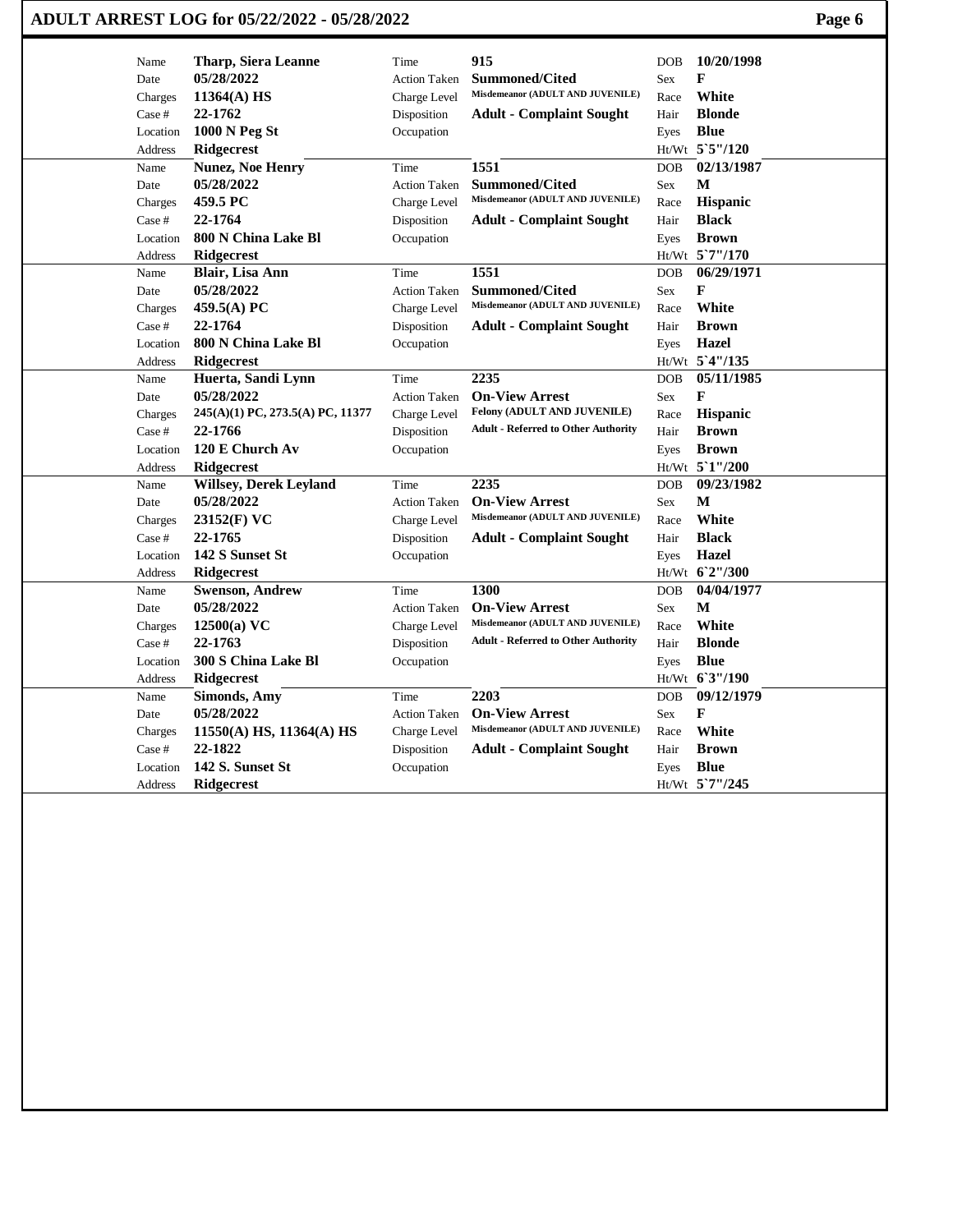# ADULT ARREST LOG for 05/22/2022 - 05/28/2022

| | | | | | |
|---|---|---|---|---|---|
| Name | **Tharp, Siera Leanne** | Time | **915** | DOB | **10/20/1998** |
| Date | **05/28/2022** | Action Taken | **Summoned/Cited** | Sex | **F** |
| Charges | **11364(A) HS** | Charge Level | **Misdemeanor (ADULT AND JUVENILE)** | Race | **White** |
| Case # | **22-1762** | Disposition | **Adult - Complaint Sought** | Hair | **Blonde** |
| Location | **1000 N Peg St** | Occupation | | Eyes | **Blue** |
| Address | **Ridgecrest** | | | Ht/Wt | **5`5"/120** |

| | | | | | |
|---|---|---|---|---|---|
| Name | **Nunez, Noe Henry** | Time | **1551** | DOB | **02/13/1987** |
| Date | **05/28/2022** | Action Taken | **Summoned/Cited** | Sex | **M** |
| Charges | **459.5 PC** | Charge Level | **Misdemeanor (ADULT AND JUVENILE)** | Race | **Hispanic** |
| Case # | **22-1764** | Disposition | **Adult - Complaint Sought** | Hair | **Black** |
| Location | **800 N China Lake Bl** | Occupation | | Eyes | **Brown** |
| Address | **Ridgecrest** | | | Ht/Wt | **5`7"/170** |

| | | | | | |
|---|---|---|---|---|---|
| Name | **Blair, Lisa Ann** | Time | **1551** | DOB | **06/29/1971** |
| Date | **05/28/2022** | Action Taken | **Summoned/Cited** | Sex | **F** |
| Charges | **459.5(A) PC** | Charge Level | **Misdemeanor (ADULT AND JUVENILE)** | Race | **White** |
| Case # | **22-1764** | Disposition | **Adult - Complaint Sought** | Hair | **Brown** |
| Location | **800 N China Lake Bl** | Occupation | | Eyes | **Hazel** |
| Address | **Ridgecrest** | | | Ht/Wt | **5`4"/135** |

| | | | | | |
|---|---|---|---|---|---|
| Name | **Huerta, Sandi Lynn** | Time | **2235** | DOB | **05/11/1985** |
| Date | **05/28/2022** | Action Taken | **On-View Arrest** | Sex | **F** |
| Charges | **245(A)(1) PC, 273.5(A) PC, 11377** | Charge Level | **Felony (ADULT AND JUVENILE)** | Race | **Hispanic** |
| Case # | **22-1766** | Disposition | **Adult - Referred to Other Authority** | Hair | **Brown** |
| Location | **120 E Church Av** | Occupation | | Eyes | **Brown** |
| Address | **Ridgecrest** | | | Ht/Wt | **5`1"/200** |

| | | | | | |
|---|---|---|---|---|---|
| Name | **Willsey, Derek Leyland** | Time | **2235** | DOB | **09/23/1982** |
| Date | **05/28/2022** | Action Taken | **On-View Arrest** | Sex | **M** |
| Charges | **23152(F) VC** | Charge Level | **Misdemeanor (ADULT AND JUVENILE)** | Race | **White** |
| Case # | **22-1765** | Disposition | **Adult - Complaint Sought** | Hair | **Black** |
| Location | **142 S Sunset St** | Occupation | | Eyes | **Hazel** |
| Address | **Ridgecrest** | | | Ht/Wt | **6`2"/300** |

| | | | | | |
|---|---|---|---|---|---|
| Name | **Swenson, Andrew** | Time | **1300** | DOB | **04/04/1977** |
| Date | **05/28/2022** | Action Taken | **On-View Arrest** | Sex | **M** |
| Charges | **12500(a) VC** | Charge Level | **Misdemeanor (ADULT AND JUVENILE)** | Race | **White** |
| Case # | **22-1763** | Disposition | **Adult - Referred to Other Authority** | Hair | **Blonde** |
| Location | **300 S China Lake Bl** | Occupation | | Eyes | **Blue** |
| Address | **Ridgecrest** | | | Ht/Wt | **6`3"/190** |

| | | | | | |
|---|---|---|---|---|---|
| Name | **Simonds, Amy** | Time | **2203** | DOB | **09/12/1979** |
| Date | **05/28/2022** | Action Taken | **On-View Arrest** | Sex | **F** |
| Charges | **11550(A) HS, 11364(A) HS** | Charge Level | **Misdemeanor (ADULT AND JUVENILE)** | Race | **White** |
| Case # | **22-1822** | Disposition | **Adult - Complaint Sought** | Hair | **Brown** |
| Location | **142 S. Sunset St** | Occupation | | Eyes | **Blue** |
| Address | **Ridgecrest** | | | Ht/Wt | **5`7"/245** |